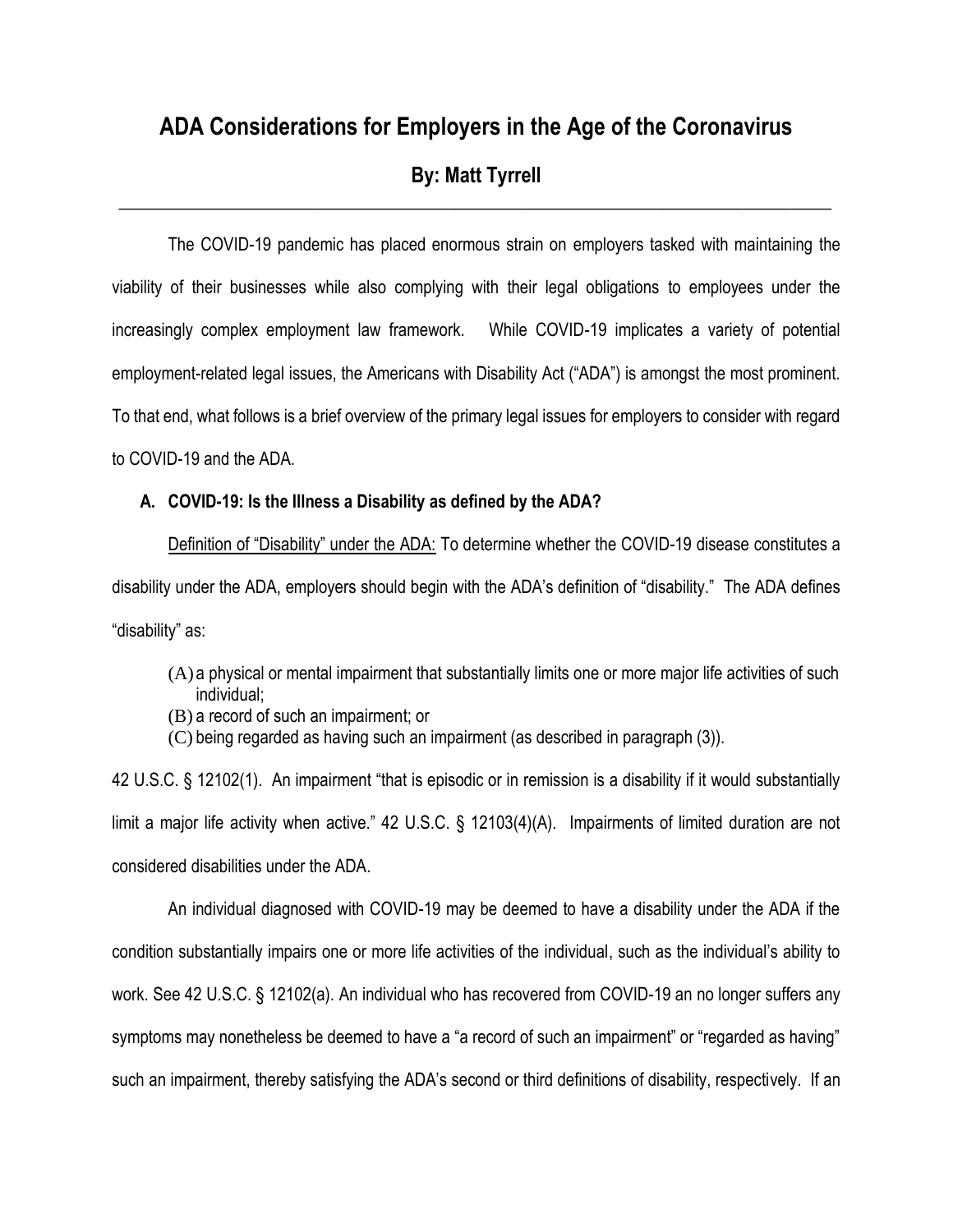# ADA Considerations for Employers in the Age of the Coronavirus

## By: Matt Tyrrell

---

The COVID-19 pandemic has placed enormous strain on employers tasked with maintaining the viability of their businesses while also complying with their legal obligations to employees under the increasingly complex employment law framework. While COVID-19 implicates a variety of potential employment-related legal issues, the Americans with Disability Act ("ADA") is amongst the most prominent. To that end, what follows is a brief overview of the primary legal issues for employers to consider with regard to COVID-19 and the ADA.

### A. COVID-19: Is the Illness a Disability as defined by the ADA?

Definition of "Disability" under the ADA: To determine whether the COVID-19 disease constitutes a disability under the ADA, employers should begin with the ADA's definition of "disability." The ADA defines "disability" as:

> (A) a physical or mental impairment that substantially limits one or more major life activities of such individual;
> (B) a record of such an impairment; or
> (C) being regarded as having such an impairment (as described in paragraph (3)).

42 U.S.C. § 12102(1). An impairment "that is episodic or in remission is a disability if it would substantially limit a major life activity when active." 42 U.S.C. § 12103(4)(A). Impairments of limited duration are not considered disabilities under the ADA.

An individual diagnosed with COVID-19 may be deemed to have a disability under the ADA if the condition substantially impairs one or more life activities of the individual, such as the individual's ability to work. See 42 U.S.C. § 12102(a). An individual who has recovered from COVID-19 an no longer suffers any symptoms may nonetheless be deemed to have a "a record of such an impairment" or "regarded as having" such an impairment, thereby satisfying the ADA's second or third definitions of disability, respectively. If an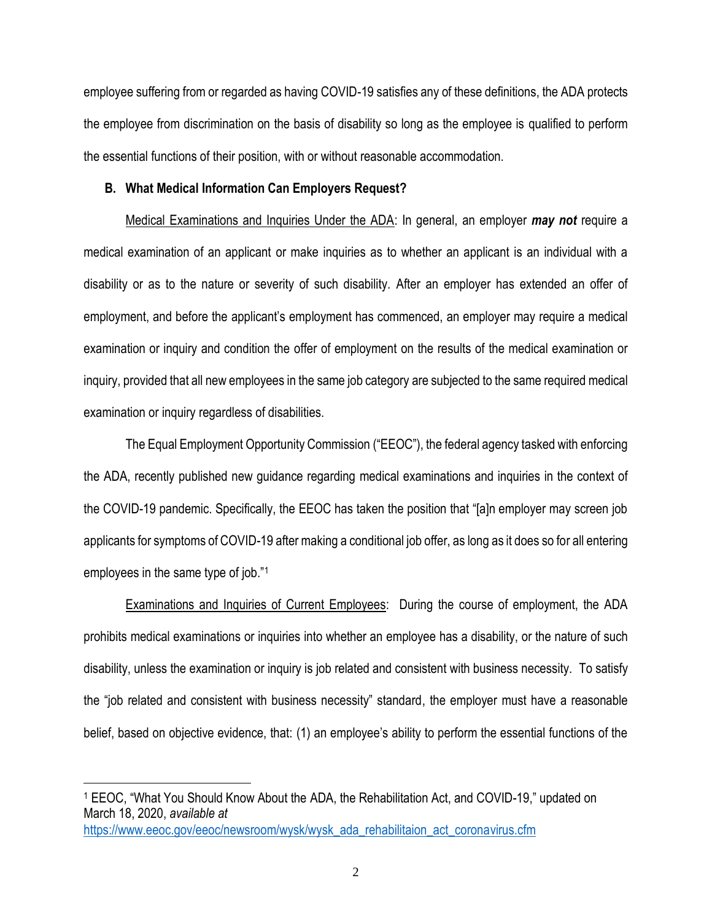employee suffering from or regarded as having COVID-19 satisfies any of these definitions, the ADA protects the employee from discrimination on the basis of disability so long as the employee is qualified to perform the essential functions of their position, with or without reasonable accommodation.

### B. What Medical Information Can Employers Request?

Medical Examinations and Inquiries Under the ADA: In general, an employer ***may not*** require a medical examination of an applicant or make inquiries as to whether an applicant is an individual with a disability or as to the nature or severity of such disability. After an employer has extended an offer of employment, and before the applicant's employment has commenced, an employer may require a medical examination or inquiry and condition the offer of employment on the results of the medical examination or inquiry, provided that all new employees in the same job category are subjected to the same required medical examination or inquiry regardless of disabilities.

The Equal Employment Opportunity Commission ("EEOC"), the federal agency tasked with enforcing the ADA, recently published new guidance regarding medical examinations and inquiries in the context of the COVID-19 pandemic. Specifically, the EEOC has taken the position that "[a]n employer may screen job applicants for symptoms of COVID-19 after making a conditional job offer, as long as it does so for all entering employees in the same type of job."[1]

Examinations and Inquiries of Current Employees: During the course of employment, the ADA prohibits medical examinations or inquiries into whether an employee has a disability, or the nature of such disability, unless the examination or inquiry is job related and consistent with business necessity. To satisfy the "job related and consistent with business necessity" standard, the employer must have a reasonable belief, based on objective evidence, that: (1) an employee's ability to perform the essential functions of the

---

[1] EEOC, "What You Should Know About the ADA, the Rehabilitation Act, and COVID-19," updated on March 18, 2020, *available at* https://www.eeoc.gov/eeoc/newsroom/wysk/wysk_ada_rehabilitaion_act_coronavirus.cfm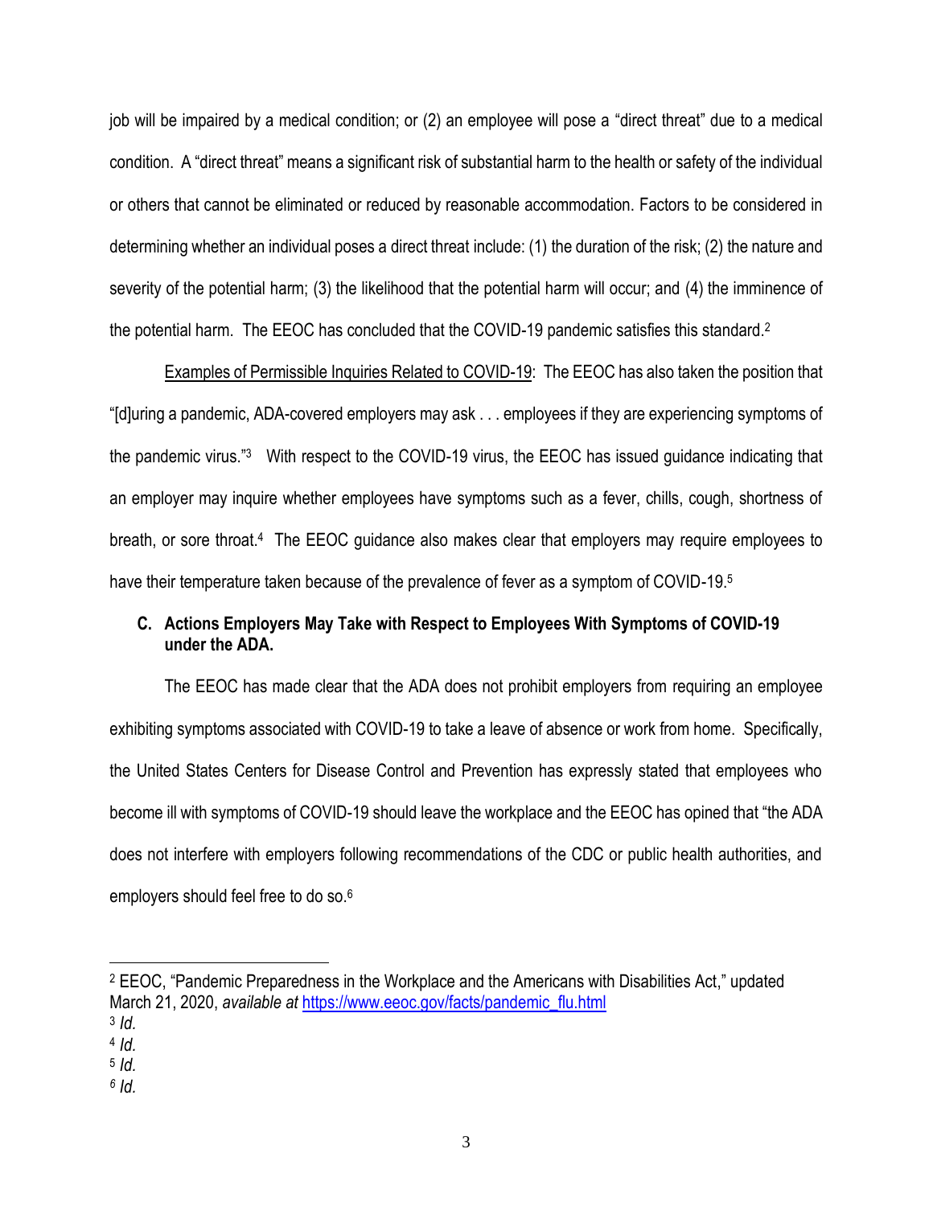job will be impaired by a medical condition; or (2) an employee will pose a "direct threat" due to a medical condition. A "direct threat" means a significant risk of substantial harm to the health or safety of the individual or others that cannot be eliminated or reduced by reasonable accommodation. Factors to be considered in determining whether an individual poses a direct threat include: (1) the duration of the risk; (2) the nature and severity of the potential harm; (3) the likelihood that the potential harm will occur; and (4) the imminence of the potential harm. The EEOC has concluded that the COVID-19 pandemic satisfies this standard.[2]

Examples of Permissible Inquiries Related to COVID-19: The EEOC has also taken the position that "[d]uring a pandemic, ADA-covered employers may ask . . . employees if they are experiencing symptoms of the pandemic virus."[3] With respect to the COVID-19 virus, the EEOC has issued guidance indicating that an employer may inquire whether employees have symptoms such as a fever, chills, cough, shortness of breath, or sore throat.[4] The EEOC guidance also makes clear that employers may require employees to have their temperature taken because of the prevalence of fever as a symptom of COVID-19.[5]

### C. Actions Employers May Take with Respect to Employees With Symptoms of COVID-19 under the ADA.

The EEOC has made clear that the ADA does not prohibit employers from requiring an employee exhibiting symptoms associated with COVID-19 to take a leave of absence or work from home. Specifically, the United States Centers for Disease Control and Prevention has expressly stated that employees who become ill with symptoms of COVID-19 should leave the workplace and the EEOC has opined that "the ADA does not interfere with employers following recommendations of the CDC or public health authorities, and employers should feel free to do so.[6]

---

[2] EEOC, "Pandemic Preparedness in the Workplace and the Americans with Disabilities Act," updated March 21, 2020, *available at* https://www.eeoc.gov/facts/pandemic_flu.html

[3] *Id.*

[4] *Id.*

[5] *Id.*

[6] *Id.*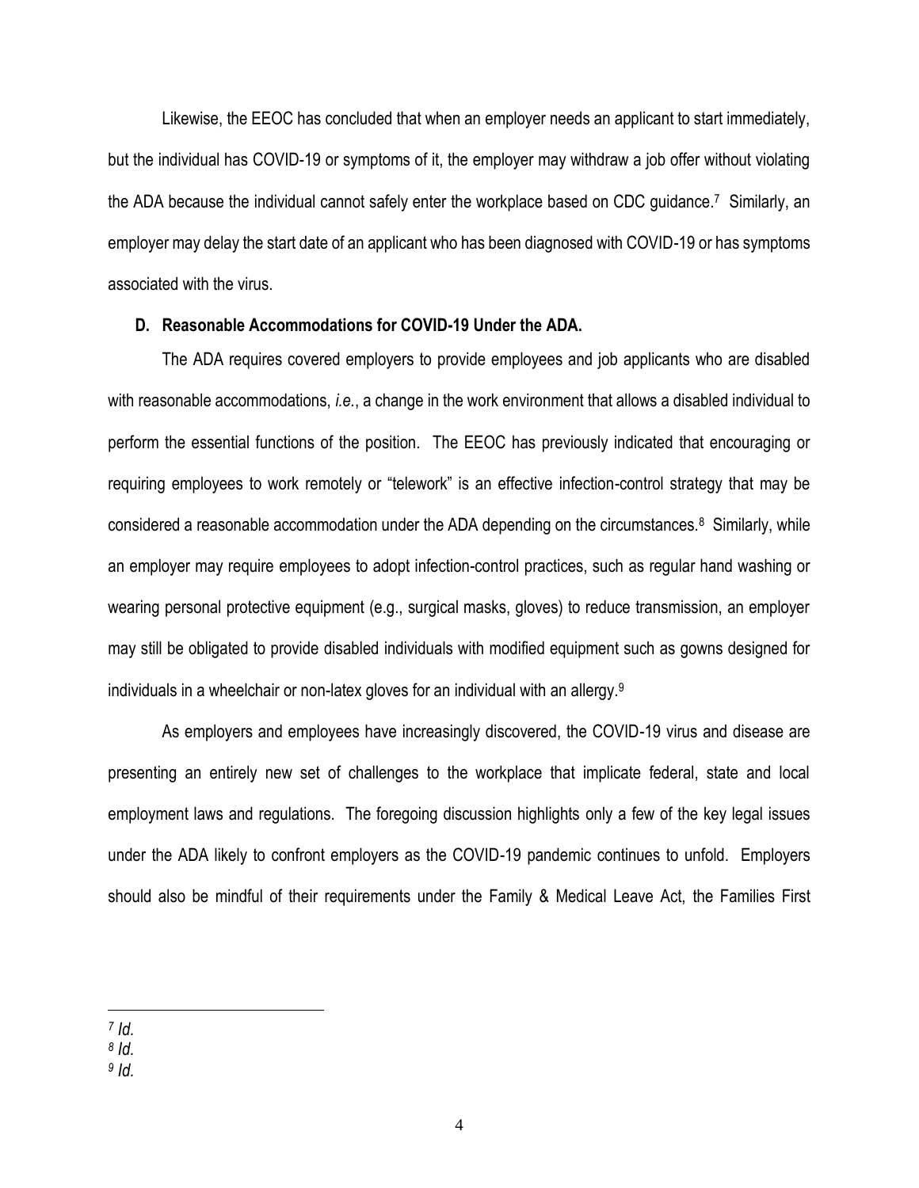Likewise, the EEOC has concluded that when an employer needs an applicant to start immediately, but the individual has COVID-19 or symptoms of it, the employer may withdraw a job offer without violating the ADA because the individual cannot safely enter the workplace based on CDC guidance.[7] Similarly, an employer may delay the start date of an applicant who has been diagnosed with COVID-19 or has symptoms associated with the virus.

**D. Reasonable Accommodations for COVID-19 Under the ADA.**

The ADA requires covered employers to provide employees and job applicants who are disabled with reasonable accommodations, *i.e.*, a change in the work environment that allows a disabled individual to perform the essential functions of the position. The EEOC has previously indicated that encouraging or requiring employees to work remotely or "telework" is an effective infection-control strategy that may be considered a reasonable accommodation under the ADA depending on the circumstances.[8] Similarly, while an employer may require employees to adopt infection-control practices, such as regular hand washing or wearing personal protective equipment (e.g., surgical masks, gloves) to reduce transmission, an employer may still be obligated to provide disabled individuals with modified equipment such as gowns designed for individuals in a wheelchair or non-latex gloves for an individual with an allergy.[9]

As employers and employees have increasingly discovered, the COVID-19 virus and disease are presenting an entirely new set of challenges to the workplace that implicate federal, state and local employment laws and regulations. The foregoing discussion highlights only a few of the key legal issues under the ADA likely to confront employers as the COVID-19 pandemic continues to unfold. Employers should also be mindful of their requirements under the Family & Medical Leave Act, the Families First

---

[7] *Id.*

[8] *Id.*

[9] *Id.*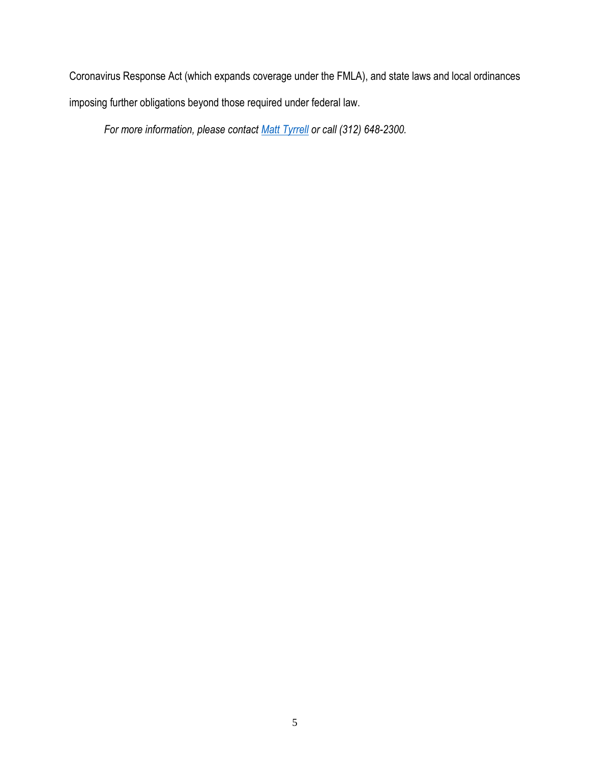Coronavirus Response Act (which expands coverage under the FMLA), and state laws and local ordinances imposing further obligations beyond those required under federal law.

*For more information, please contact [Matt Tyrrell] or call (312) 648-2300.*